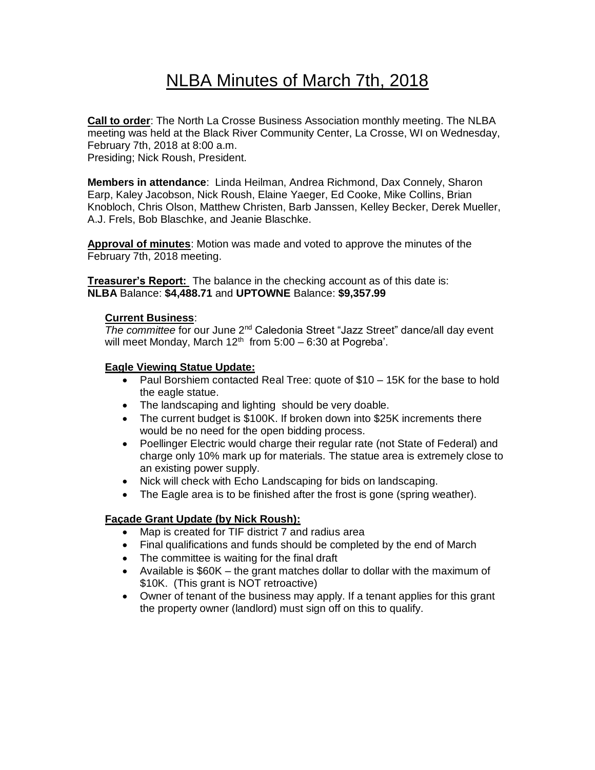# NLBA Minutes of March 7th, 2018

**Call to order**: The North La Crosse Business Association monthly meeting. The NLBA meeting was held at the Black River Community Center, La Crosse, WI on Wednesday, February 7th, 2018 at 8:00 a.m.
Presiding; Nick Roush, President.

**Members in attendance**: Linda Heilman, Andrea Richmond, Dax Connely, Sharon Earp, Kaley Jacobson, Nick Roush, Elaine Yaeger, Ed Cooke, Mike Collins, Brian Knobloch, Chris Olson, Matthew Christen, Barb Janssen, Kelley Becker, Derek Mueller, A.J. Frels, Bob Blaschke, and Jeanie Blaschke.

**Approval of minutes**: Motion was made and voted to approve the minutes of the February 7th, 2018 meeting.

**Treasurer's Report:** The balance in the checking account as of this date is:
**NLBA** Balance: **$4,488.71** and **UPTOWNE** Balance: **$9,357.99**

**Current Business**:
*The committee* for our June 2nd Caledonia Street "Jazz Street" dance/all day event will meet Monday, March 12th from 5:00 – 6:30 at Pogreba'.

**Eagle Viewing Statue Update:**

- Paul Borshiem contacted Real Tree: quote of $10 – 15K for the base to hold the eagle statue.
- The landscaping and lighting should be very doable.
- The current budget is $100K. If broken down into $25K increments there would be no need for the open bidding process.
- Poellinger Electric would charge their regular rate (not State of Federal) and charge only 10% mark up for materials. The statue area is extremely close to an existing power supply.
- Nick will check with Echo Landscaping for bids on landscaping.
- The Eagle area is to be finished after the frost is gone (spring weather).

**Façade Grant Update (by Nick Roush):**

- Map is created for TIF district 7 and radius area
- Final qualifications and funds should be completed by the end of March
- The committee is waiting for the final draft
- Available is $60K – the grant matches dollar to dollar with the maximum of $10K. (This grant is NOT retroactive)
- Owner of tenant of the business may apply. If a tenant applies for this grant the property owner (landlord) must sign off on this to qualify.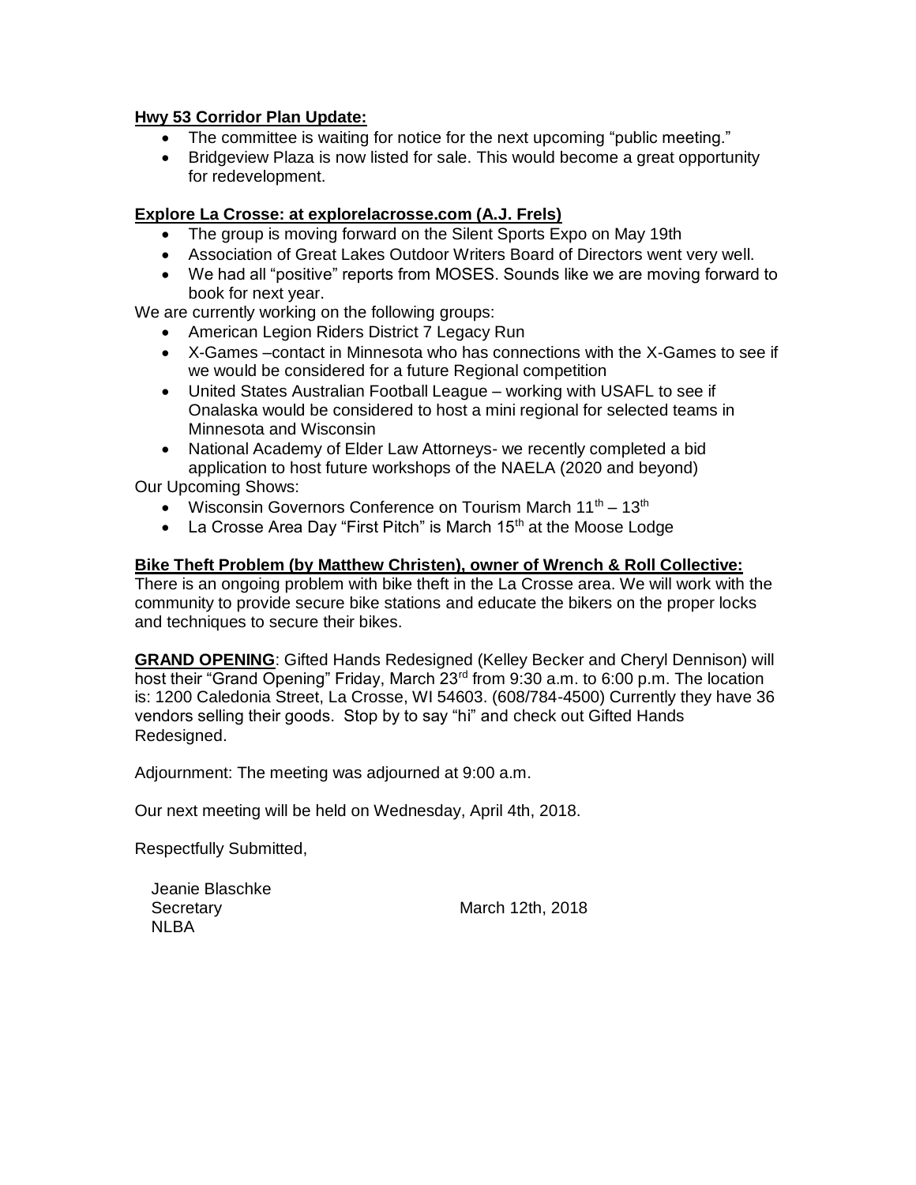**Hwy 53 Corridor Plan Update:**

- The committee is waiting for notice for the next upcoming "public meeting."
- Bridgeview Plaza is now listed for sale. This would become a great opportunity for redevelopment.

**Explore La Crosse: at explorelacrosse.com (A.J. Frels)**

- The group is moving forward on the Silent Sports Expo on May 19th
- Association of Great Lakes Outdoor Writers Board of Directors went very well.
- We had all "positive" reports from MOSES. Sounds like we are moving forward to book for next year.

We are currently working on the following groups:

- American Legion Riders District 7 Legacy Run
- X-Games –contact in Minnesota who has connections with the X-Games to see if we would be considered for a future Regional competition
- United States Australian Football League – working with USAFL to see if Onalaska would be considered to host a mini regional for selected teams in Minnesota and Wisconsin
- National Academy of Elder Law Attorneys- we recently completed a bid application to host future workshops of the NAELA (2020 and beyond)

Our Upcoming Shows:

- Wisconsin Governors Conference on Tourism March 11th – 13th
- La Crosse Area Day "First Pitch" is March 15th at the Moose Lodge

**Bike Theft Problem (by Matthew Christen), owner of Wrench & Roll Collective:**
There is an ongoing problem with bike theft in the La Crosse area. We will work with the community to provide secure bike stations and educate the bikers on the proper locks and techniques to secure their bikes.

**GRAND OPENING**: Gifted Hands Redesigned (Kelley Becker and Cheryl Dennison) will host their "Grand Opening" Friday, March 23rd from 9:30 a.m. to 6:00 p.m. The location is: 1200 Caledonia Street, La Crosse, WI 54603. (608/784-4500) Currently they have 36 vendors selling their goods. Stop by to say "hi" and check out Gifted Hands Redesigned.

Adjournment: The meeting was adjourned at 9:00 a.m.

Our next meeting will be held on Wednesday, April 4th, 2018.

Respectfully Submitted,

Jeanie Blaschke
Secretary
NLBA

March 12th, 2018